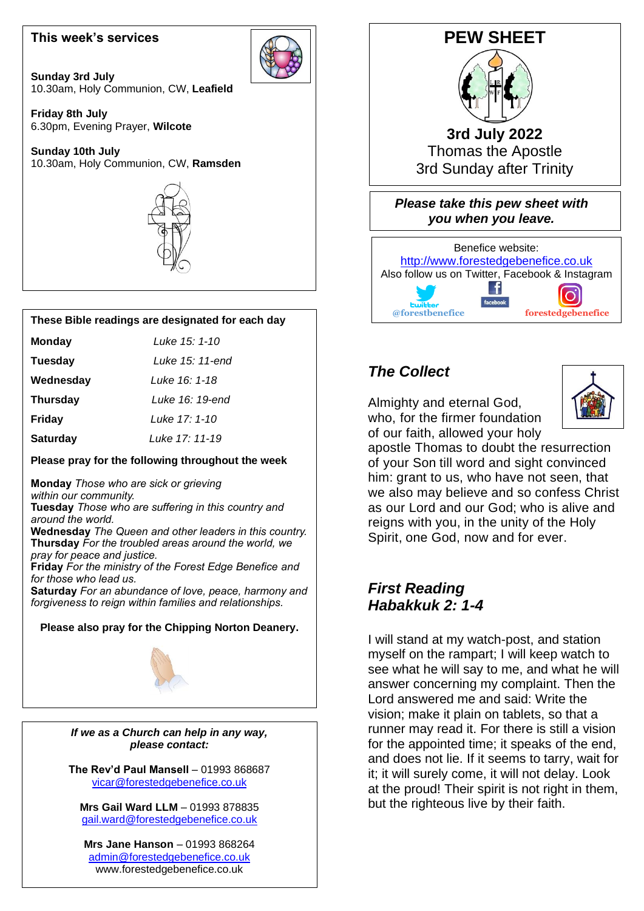# PEW SHEET

**3rd July 2022**
Thomas the Apostle
3rd Sunday after Trinity

***Please take this pew sheet with you when you leave.***

Benefice website:
http://www.forestedgebenefice.co.uk
Also follow us on Twitter, Facebook & Instagram

@forestbenefice    forestedgebenefice

## This week's services

**Sunday 3rd July**
10.30am, Holy Communion, CW, **Leafield**

**Friday 8th July**
6.30pm, Evening Prayer, **Wilcote**

**Sunday 10th July**
10.30am, Holy Communion, CW, **Ramsden**

## These Bible readings are designated for each day

| | |
|---|---|
| **Monday** | *Luke 15: 1-10* |
| **Tuesday** | *Luke 15: 11-end* |
| **Wednesday** | *Luke 16: 1-18* |
| **Thursday** | *Luke 16: 19-end* |
| **Friday** | *Luke 17: 1-10* |
| **Saturday** | *Luke 17: 11-19* |

**Please pray for the following throughout the week**

**Monday** *Those who are sick or grieving within our community.*
**Tuesday** *Those who are suffering in this country and around the world.*
**Wednesday** *The Queen and other leaders in this country.*
**Thursday** *For the troubled areas around the world, we pray for peace and justice.*
**Friday** *For the ministry of the Forest Edge Benefice and for those who lead us.*
**Saturday** *For an abundance of love, peace, harmony and forgiveness to reign within families and relationships.*

**Please also pray for the Chipping Norton Deanery.**

***If we as a Church can help in any way, please contact:***

**The Rev'd Paul Mansell** – 01993 868687
vicar@forestedgebenefice.co.uk

**Mrs Gail Ward LLM** – 01993 878835
gail.ward@forestedgebenefice.co.uk

**Mrs Jane Hanson** – 01993 868264
admin@forestedgebenefice.co.uk
www.forestedgebenefice.co.uk

## *The Collect*

Almighty and eternal God, who, for the firmer foundation of our faith, allowed your holy apostle Thomas to doubt the resurrection of your Son till word and sight convinced him: grant to us, who have not seen, that we also may believe and so confess Christ as our Lord and our God; who is alive and reigns with you, in the unity of the Holy Spirit, one God, now and for ever.

## *First Reading Habakkuk 2: 1-4*

I will stand at my watch-post, and station myself on the rampart; I will keep watch to see what he will say to me, and what he will answer concerning my complaint. Then the Lord answered me and said: Write the vision; make it plain on tablets, so that a runner may read it. For there is still a vision for the appointed time; it speaks of the end, and does not lie. If it seems to tarry, wait for it; it will surely come, it will not delay. Look at the proud! Their spirit is not right in them, but the righteous live by their faith.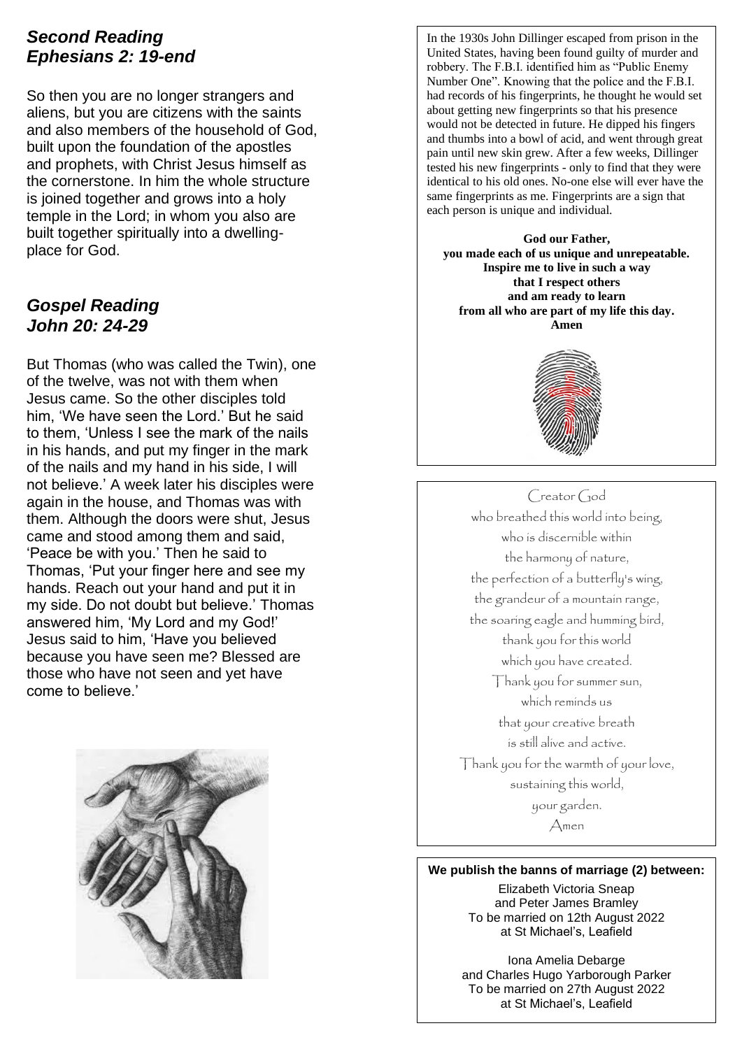## *Second Reading*
## *Ephesians 2: 19-end*

So then you are no longer strangers and aliens, but you are citizens with the saints and also members of the household of God, built upon the foundation of the apostles and prophets, with Christ Jesus himself as the cornerstone. In him the whole structure is joined together and grows into a holy temple in the Lord; in whom you also are built together spiritually into a dwelling-place for God.

## *Gospel Reading*
## *John 20: 24-29*

But Thomas (who was called the Twin), one of the twelve, was not with them when Jesus came. So the other disciples told him, 'We have seen the Lord.' But he said to them, 'Unless I see the mark of the nails in his hands, and put my finger in the mark of the nails and my hand in his side, I will not believe.' A week later his disciples were again in the house, and Thomas was with them. Although the doors were shut, Jesus came and stood among them and said, 'Peace be with you.' Then he said to Thomas, 'Put your finger here and see my hands. Reach out your hand and put it in my side. Do not doubt but believe.' Thomas answered him, 'My Lord and my God!' Jesus said to him, 'Have you believed because you have seen me? Blessed are those who have not seen and yet have come to believe.'

In the 1930s John Dillinger escaped from prison in the United States, having been found guilty of murder and robbery. The F.B.I. identified him as "Public Enemy Number One". Knowing that the police and the F.B.I. had records of his fingerprints, he thought he would set about getting new fingerprints so that his presence would not be detected in future. He dipped his fingers and thumbs into a bowl of acid, and went through great pain until new skin grew. After a few weeks, Dillinger tested his new fingerprints - only to find that they were identical to his old ones. No-one else will ever have the same fingerprints as me. Fingerprints are a sign that each person is unique and individual.

**God our Father,**
**you made each of us unique and unrepeatable.**
**Inspire me to live in such a way**
**that I respect others**
**and am ready to learn**
**from all who are part of my life this day.**
**Amen**

Creator God
who breathed this world into being,
who is discernible within
the harmony of nature,
the perfection of a butterfly's wing,
the grandeur of a mountain range,
the soaring eagle and humming bird,
thank you for this world
which you have created.
Thank you for summer sun,
which reminds us
that your creative breath
is still alive and active.
Thank you for the warmth of your love,
sustaining this world,
your garden.
Amen

**We publish the banns of marriage (2) between:**

Elizabeth Victoria Sneap
and Peter James Bramley
To be married on 12th August 2022
at St Michael's, Leafield

Iona Amelia Debarge
and Charles Hugo Yarborough Parker
To be married on 27th August 2022
at St Michael's, Leafield